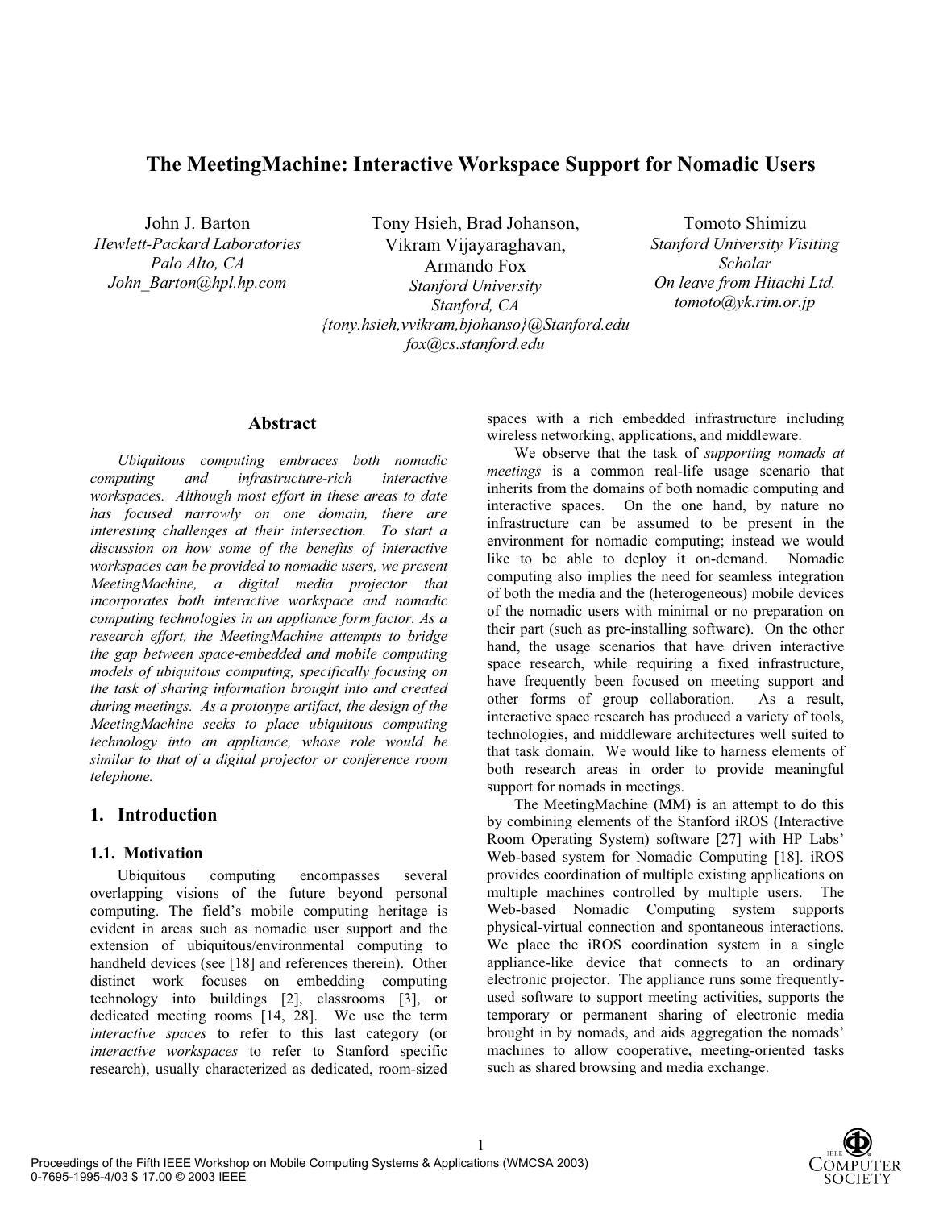# The MeetingMachine: Interactive Workspace Support for Nomadic Users

John J. Barton
*Hewlett-Packard Laboratories*
*Palo Alto, CA*
*John_Barton@hpl.hp.com*

Tony Hsieh, Brad Johanson, Vikram Vijayaraghavan, Armando Fox
*Stanford University*
*Stanford, CA*
*{tony.hsieh,vvikram,bjohanso}@Stanford.edu*
*fox@cs.stanford.edu*

Tomoto Shimizu
*Stanford University Visiting Scholar*
*On leave from Hitachi Ltd.*
*tomoto@yk.rim.or.jp*

## Abstract

*Ubiquitous computing embraces both nomadic computing and infrastructure-rich interactive workspaces. Although most effort in these areas to date has focused narrowly on one domain, there are interesting challenges at their intersection. To start a discussion on how some of the benefits of interactive workspaces can be provided to nomadic users, we present MeetingMachine, a digital media projector that incorporates both interactive workspace and nomadic computing technologies in an appliance form factor. As a research effort, the MeetingMachine attempts to bridge the gap between space-embedded and mobile computing models of ubiquitous computing, specifically focusing on the task of sharing information brought into and created during meetings. As a prototype artifact, the design of the MeetingMachine seeks to place ubiquitous computing technology into an appliance, whose role would be similar to that of a digital projector or conference room telephone.*

## 1. Introduction

### 1.1. Motivation

Ubiquitous computing encompasses several overlapping visions of the future beyond personal computing. The field's mobile computing heritage is evident in areas such as nomadic user support and the extension of ubiquitous/environmental computing to handheld devices (see [18] and references therein). Other distinct work focuses on embedding computing technology into buildings [2], classrooms [3], or dedicated meeting rooms [14, 28]. We use the term *interactive spaces* to refer to this last category (or *interactive workspaces* to refer to Stanford specific research), usually characterized as dedicated, room-sized spaces with a rich embedded infrastructure including wireless networking, applications, and middleware.

We observe that the task of *supporting nomads at meetings* is a common real-life usage scenario that inherits from the domains of both nomadic computing and interactive spaces. On the one hand, by nature no infrastructure can be assumed to be present in the environment for nomadic computing; instead we would like to be able to deploy it on-demand. Nomadic computing also implies the need for seamless integration of both the media and the (heterogeneous) mobile devices of the nomadic users with minimal or no preparation on their part (such as pre-installing software). On the other hand, the usage scenarios that have driven interactive space research, while requiring a fixed infrastructure, have frequently been focused on meeting support and other forms of group collaboration. As a result, interactive space research has produced a variety of tools, technologies, and middleware architectures well suited to that task domain. We would like to harness elements of both research areas in order to provide meaningful support for nomads in meetings.

The MeetingMachine (MM) is an attempt to do this by combining elements of the Stanford iROS (Interactive Room Operating System) software [27] with HP Labs' Web-based system for Nomadic Computing [18]. iROS provides coordination of multiple existing applications on multiple machines controlled by multiple users. The Web-based Nomadic Computing system supports physical-virtual connection and spontaneous interactions. We place the iROS coordination system in a single appliance-like device that connects to an ordinary electronic projector. The appliance runs some frequently-used software to support meeting activities, supports the temporary or permanent sharing of electronic media brought in by nomads, and aids aggregation the nomads' machines to allow cooperative, meeting-oriented tasks such as shared browsing and media exchange.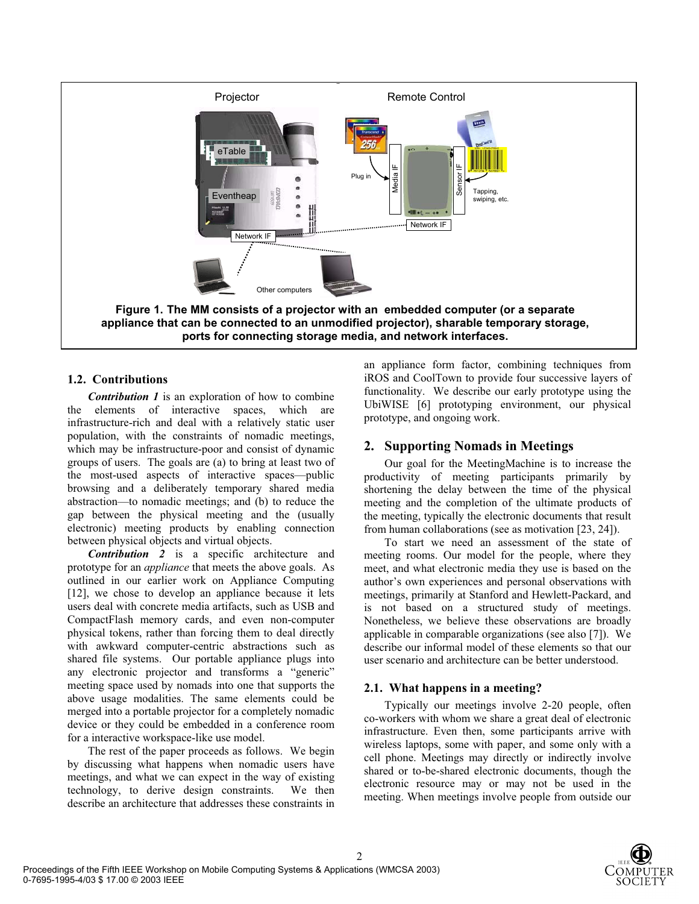**Figure 1. The MM consists of a projector with an embedded computer (or a separate appliance that can be connected to an unmodified projector), sharable temporary storage, ports for connecting storage media, and network interfaces.**

### 1.2. Contributions

***Contribution 1*** is an exploration of how to combine the elements of interactive spaces, which are infrastructure-rich and deal with a relatively static user population, with the constraints of nomadic meetings, which may be infrastructure-poor and consist of dynamic groups of users. The goals are (a) to bring at least two of the most-used aspects of interactive spaces—public browsing and a deliberately temporary shared media abstraction—to nomadic meetings; and (b) to reduce the gap between the physical meeting and the (usually electronic) meeting products by enabling connection between physical objects and virtual objects.

***Contribution 2*** is a specific architecture and prototype for an *appliance* that meets the above goals. As outlined in our earlier work on Appliance Computing [12], we chose to develop an appliance because it lets users deal with concrete media artifacts, such as USB and CompactFlash memory cards, and even non-computer physical tokens, rather than forcing them to deal directly with awkward computer-centric abstractions such as shared file systems. Our portable appliance plugs into any electronic projector and transforms a "generic" meeting space used by nomads into one that supports the above usage modalities. The same elements could be merged into a portable projector for a completely nomadic device or they could be embedded in a conference room for a interactive workspace-like use model.

The rest of the paper proceeds as follows. We begin by discussing what happens when nomadic users have meetings, and what we can expect in the way of existing technology, to derive design constraints. We then describe an architecture that addresses these constraints in an appliance form factor, combining techniques from iROS and CoolTown to provide four successive layers of functionality. We describe our early prototype using the UbiWISE [6] prototyping environment, our physical prototype, and ongoing work.

## 2. Supporting Nomads in Meetings

Our goal for the MeetingMachine is to increase the productivity of meeting participants primarily by shortening the delay between the time of the physical meeting and the completion of the ultimate products of the meeting, typically the electronic documents that result from human collaborations (see as motivation [23, 24]).

To start we need an assessment of the state of meeting rooms. Our model for the people, where they meet, and what electronic media they use is based on the author's own experiences and personal observations with meetings, primarily at Stanford and Hewlett-Packard, and is not based on a structured study of meetings. Nonetheless, we believe these observations are broadly applicable in comparable organizations (see also [7]). We describe our informal model of these elements so that our user scenario and architecture can be better understood.

### 2.1. What happens in a meeting?

Typically our meetings involve 2-20 people, often co-workers with whom we share a great deal of electronic infrastructure. Even then, some participants arrive with wireless laptops, some with paper, and some only with a cell phone. Meetings may directly or indirectly involve shared or to-be-shared electronic documents, though the electronic resource may or may not be used in the meeting. When meetings involve people from outside our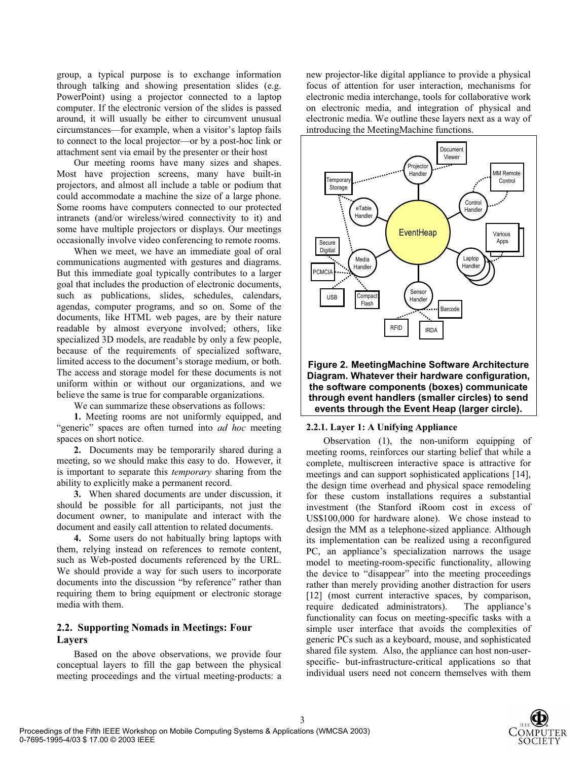group, a typical purpose is to exchange information through talking and showing presentation slides (e.g. PowerPoint) using a projector connected to a laptop computer. If the electronic version of the slides is passed around, it will usually be either to circumvent unusual circumstances—for example, when a visitor's laptop fails to connect to the local projector—or by a post-hoc link or attachment sent via email by the presenter or their host

Our meeting rooms have many sizes and shapes. Most have projection screens, many have built-in projectors, and almost all include a table or podium that could accommodate a machine the size of a large phone. Some rooms have computers connected to our protected intranets (and/or wireless/wired connectivity to it) and some have multiple projectors or displays. Our meetings occasionally involve video conferencing to remote rooms.

When we meet, we have an immediate goal of oral communications augmented with gestures and diagrams. But this immediate goal typically contributes to a larger goal that includes the production of electronic documents, such as publications, slides, schedules, calendars, agendas, computer programs, and so on. Some of the documents, like HTML web pages, are by their nature readable by almost everyone involved; others, like specialized 3D models, are readable by only a few people, because of the requirements of specialized software, limited access to the document's storage medium, or both. The access and storage model for these documents is not uniform within or without our organizations, and we believe the same is true for comparable organizations.

We can summarize these observations as follows:

**1.** Meeting rooms are not uniformly equipped, and "generic" spaces are often turned into *ad hoc* meeting spaces on short notice.

**2.** Documents may be temporarily shared during a meeting, so we should make this easy to do. However, it is important to separate this *temporary* sharing from the ability to explicitly make a permanent record.

**3.** When shared documents are under discussion, it should be possible for all participants, not just the document owner, to manipulate and interact with the document and easily call attention to related documents.

**4.** Some users do not habitually bring laptops with them, relying instead on references to remote content, such as Web-posted documents referenced by the URL. We should provide a way for such users to incorporate documents into the discussion "by reference" rather than requiring them to bring equipment or electronic storage media with them.

## 2.2. Supporting Nomads in Meetings: Four Layers

Based on the above observations, we provide four conceptual layers to fill the gap between the physical meeting proceedings and the virtual meeting-products: a new projector-like digital appliance to provide a physical focus of attention for user interaction, mechanisms for electronic media interchange, tools for collaborative work on electronic media, and integration of physical and electronic media. We outline these layers next as a way of introducing the MeetingMachine functions.

EventHeap
Projector Handler
Document Viewer
Temporary Storage
MM Remote Control
Control Handler
eTable Handler
Various Apps
Secure Digitial
Media Handler
Laptop Handler
PCMCIA
USB
Compact Flash
Sensor Handler
Barcode
RFID
IRDA

**Figure 2. MeetingMachine Software Architecture Diagram. Whatever their hardware configuration, the software components (boxes) communicate through event handlers (smaller circles) to send events through the Event Heap (larger circle).**

### 2.2.1. Layer 1: A Unifying Appliance

Observation (1), the non-uniform equipping of meeting rooms, reinforces our starting belief that while a complete, multiscreen interactive space is attractive for meetings and can support sophisticated applications [14], the design time overhead and physical space remodeling for these custom installations requires a substantial investment (the Stanford iRoom cost in excess of US$100,000 for hardware alone). We chose instead to design the MM as a telephone-sized appliance. Although its implementation can be realized using a reconfigured PC, an appliance's specialization narrows the usage model to meeting-room-specific functionality, allowing the device to "disappear" into the meeting proceedings rather than merely providing another distraction for users [12] (most current interactive spaces, by comparison, require dedicated administrators). The appliance's functionality can focus on meeting-specific tasks with a simple user interface that avoids the complexities of generic PCs such as a keyboard, mouse, and sophisticated shared file system. Also, the appliance can host non-user-specific- but-infrastructure-critical applications so that individual users need not concern themselves with them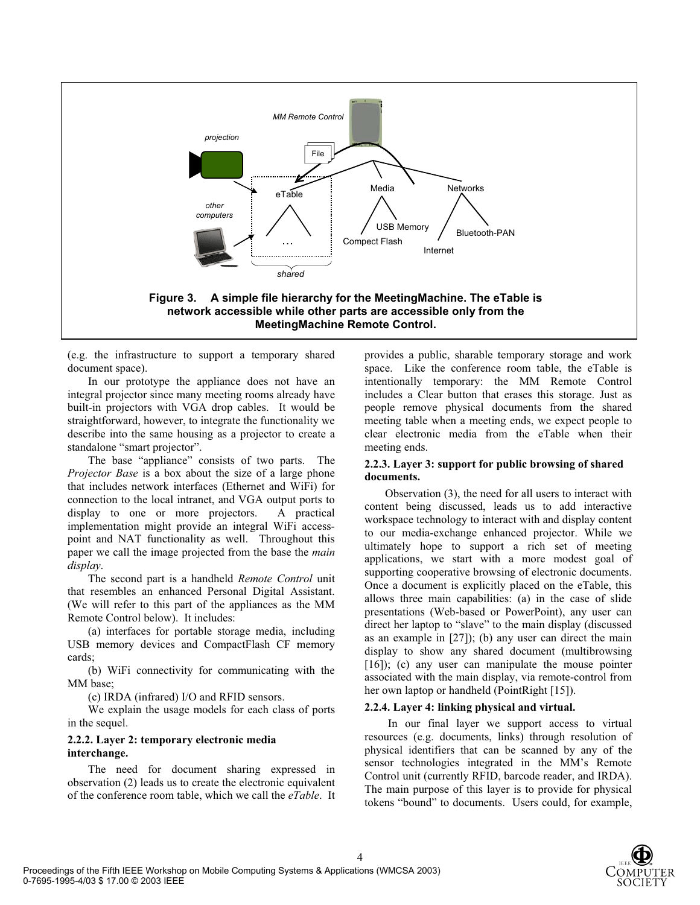**Figure 3. A simple file hierarchy for the MeetingMachine. The eTable is network accessible while other parts are accessible only from the MeetingMachine Remote Control.**

(e.g. the infrastructure to support a temporary shared document space).

In our prototype the appliance does not have an integral projector since many meeting rooms already have built-in projectors with VGA drop cables. It would be straightforward, however, to integrate the functionality we describe into the same housing as a projector to create a standalone "smart projector".

The base "appliance" consists of two parts. The *Projector Base* is a box about the size of a large phone that includes network interfaces (Ethernet and WiFi) for connection to the local intranet, and VGA output ports to display to one or more projectors. A practical implementation might provide an integral WiFi access-point and NAT functionality as well. Throughout this paper we call the image projected from the base the *main display*.

The second part is a handheld *Remote Control* unit that resembles an enhanced Personal Digital Assistant. (We will refer to this part of the appliances as the MM Remote Control below). It includes:

(a) interfaces for portable storage media, including USB memory devices and CompactFlash CF memory cards;

(b) WiFi connectivity for communicating with the MM base;

(c) IRDA (infrared) I/O and RFID sensors.

We explain the usage models for each class of ports in the sequel.

#### 2.2.2. Layer 2: temporary electronic media interchange.

The need for document sharing expressed in observation (2) leads us to create the electronic equivalent of the conference room table, which we call the *eTable*. It provides a public, sharable temporary storage and work space. Like the conference room table, the eTable is intentionally temporary: the MM Remote Control includes a Clear button that erases this storage. Just as people remove physical documents from the shared meeting table when a meeting ends, we expect people to clear electronic media from the eTable when their meeting ends.

#### 2.2.3. Layer 3: support for public browsing of shared documents.

Observation (3), the need for all users to interact with content being discussed, leads us to add interactive workspace technology to interact with and display content to our media-exchange enhanced projector. While we ultimately hope to support a rich set of meeting applications, we start with a more modest goal of supporting cooperative browsing of electronic documents. Once a document is explicitly placed on the eTable, this allows three main capabilities: (a) in the case of slide presentations (Web-based or PowerPoint), any user can direct her laptop to "slave" to the main display (discussed as an example in [27]); (b) any user can direct the main display to show any shared document (multibrowsing [16]); (c) any user can manipulate the mouse pointer associated with the main display, via remote-control from her own laptop or handheld (PointRight [15]).

#### 2.2.4. Layer 4: linking physical and virtual.

In our final layer we support access to virtual resources (e.g. documents, links) through resolution of physical identifiers that can be scanned by any of the sensor technologies integrated in the MM's Remote Control unit (currently RFID, barcode reader, and IRDA). The main purpose of this layer is to provide for physical tokens "bound" to documents. Users could, for example,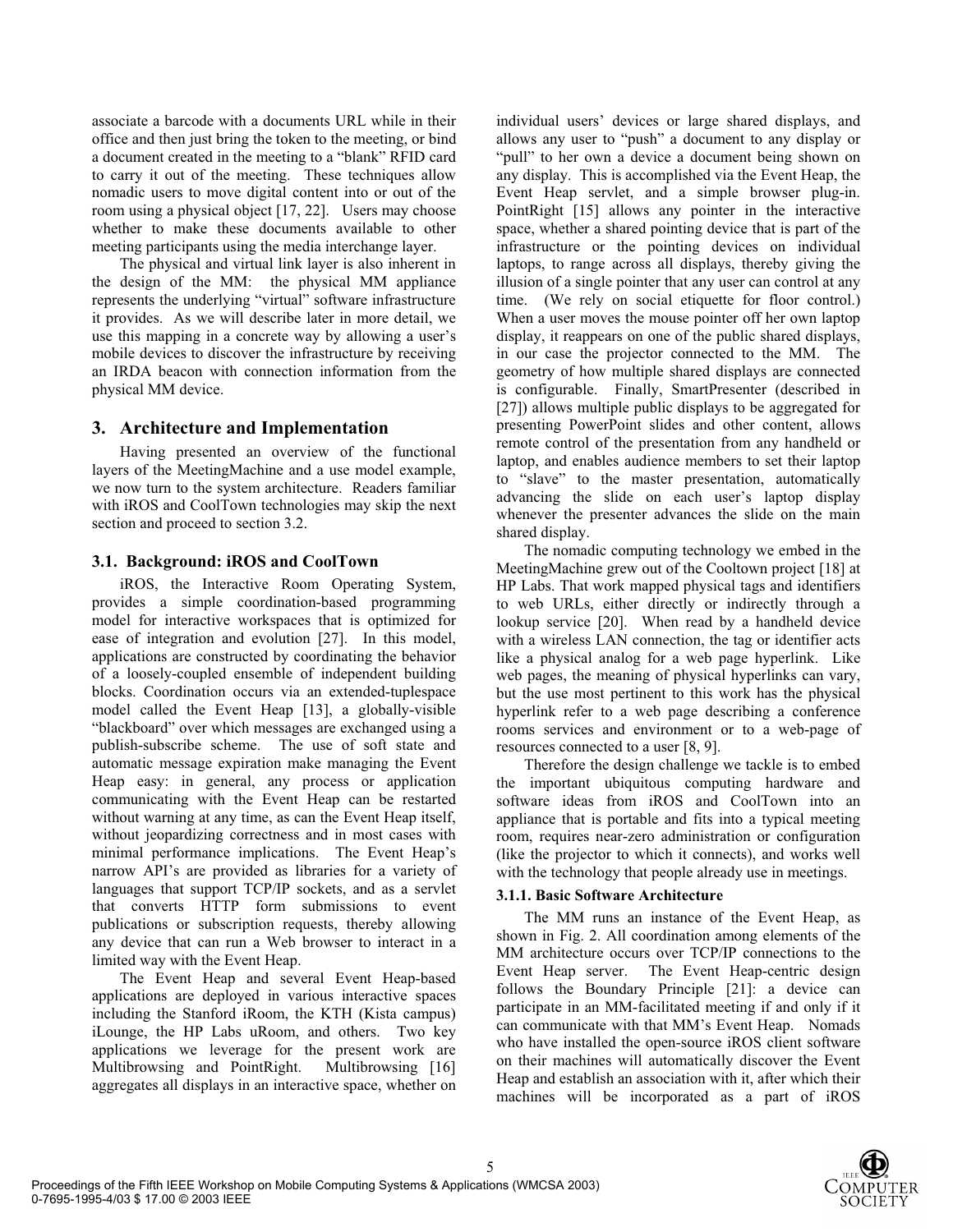associate a barcode with a documents URL while in their office and then just bring the token to the meeting, or bind a document created in the meeting to a "blank" RFID card to carry it out of the meeting. These techniques allow nomadic users to move digital content into or out of the room using a physical object [17, 22]. Users may choose whether to make these documents available to other meeting participants using the media interchange layer.

The physical and virtual link layer is also inherent in the design of the MM: the physical MM appliance represents the underlying "virtual" software infrastructure it provides. As we will describe later in more detail, we use this mapping in a concrete way by allowing a user's mobile devices to discover the infrastructure by receiving an IRDA beacon with connection information from the physical MM device.

## 3. Architecture and Implementation

Having presented an overview of the functional layers of the MeetingMachine and a use model example, we now turn to the system architecture. Readers familiar with iROS and CoolTown technologies may skip the next section and proceed to section 3.2.

### 3.1. Background: iROS and CoolTown

iROS, the Interactive Room Operating System, provides a simple coordination-based programming model for interactive workspaces that is optimized for ease of integration and evolution [27]. In this model, applications are constructed by coordinating the behavior of a loosely-coupled ensemble of independent building blocks. Coordination occurs via an extended-tuplespace model called the Event Heap [13], a globally-visible "blackboard" over which messages are exchanged using a publish-subscribe scheme. The use of soft state and automatic message expiration make managing the Event Heap easy: in general, any process or application communicating with the Event Heap can be restarted without warning at any time, as can the Event Heap itself, without jeopardizing correctness and in most cases with minimal performance implications. The Event Heap's narrow API's are provided as libraries for a variety of languages that support TCP/IP sockets, and as a servlet that converts HTTP form submissions to event publications or subscription requests, thereby allowing any device that can run a Web browser to interact in a limited way with the Event Heap.

The Event Heap and several Event Heap-based applications are deployed in various interactive spaces including the Stanford iRoom, the KTH (Kista campus) iLounge, the HP Labs uRoom, and others. Two key applications we leverage for the present work are Multibrowsing and PointRight. Multibrowsing [16] aggregates all displays in an interactive space, whether on individual users' devices or large shared displays, and allows any user to "push" a document to any display or "pull" to her own a device a document being shown on any display. This is accomplished via the Event Heap, the Event Heap servlet, and a simple browser plug-in. PointRight [15] allows any pointer in the interactive space, whether a shared pointing device that is part of the infrastructure or the pointing devices on individual laptops, to range across all displays, thereby giving the illusion of a single pointer that any user can control at any time. (We rely on social etiquette for floor control.) When a user moves the mouse pointer off her own laptop display, it reappears on one of the public shared displays, in our case the projector connected to the MM. The geometry of how multiple shared displays are connected is configurable. Finally, SmartPresenter (described in [27]) allows multiple public displays to be aggregated for presenting PowerPoint slides and other content, allows remote control of the presentation from any handheld or laptop, and enables audience members to set their laptop to "slave" to the master presentation, automatically advancing the slide on each user's laptop display whenever the presenter advances the slide on the main shared display.

The nomadic computing technology we embed in the MeetingMachine grew out of the Cooltown project [18] at HP Labs. That work mapped physical tags and identifiers to web URLs, either directly or indirectly through a lookup service [20]. When read by a handheld device with a wireless LAN connection, the tag or identifier acts like a physical analog for a web page hyperlink. Like web pages, the meaning of physical hyperlinks can vary, but the use most pertinent to this work has the physical hyperlink refer to a web page describing a conference rooms services and environment or to a web-page of resources connected to a user [8, 9].

Therefore the design challenge we tackle is to embed the important ubiquitous computing hardware and software ideas from iROS and CoolTown into an appliance that is portable and fits into a typical meeting room, requires near-zero administration or configuration (like the projector to which it connects), and works well with the technology that people already use in meetings.

#### 3.1.1. Basic Software Architecture

The MM runs an instance of the Event Heap, as shown in Fig. 2. All coordination among elements of the MM architecture occurs over TCP/IP connections to the Event Heap server. The Event Heap-centric design follows the Boundary Principle [21]: a device can participate in an MM-facilitated meeting if and only if it can communicate with that MM's Event Heap. Nomads who have installed the open-source iROS client software on their machines will automatically discover the Event Heap and establish an association with it, after which their machines will be incorporated as a part of iROS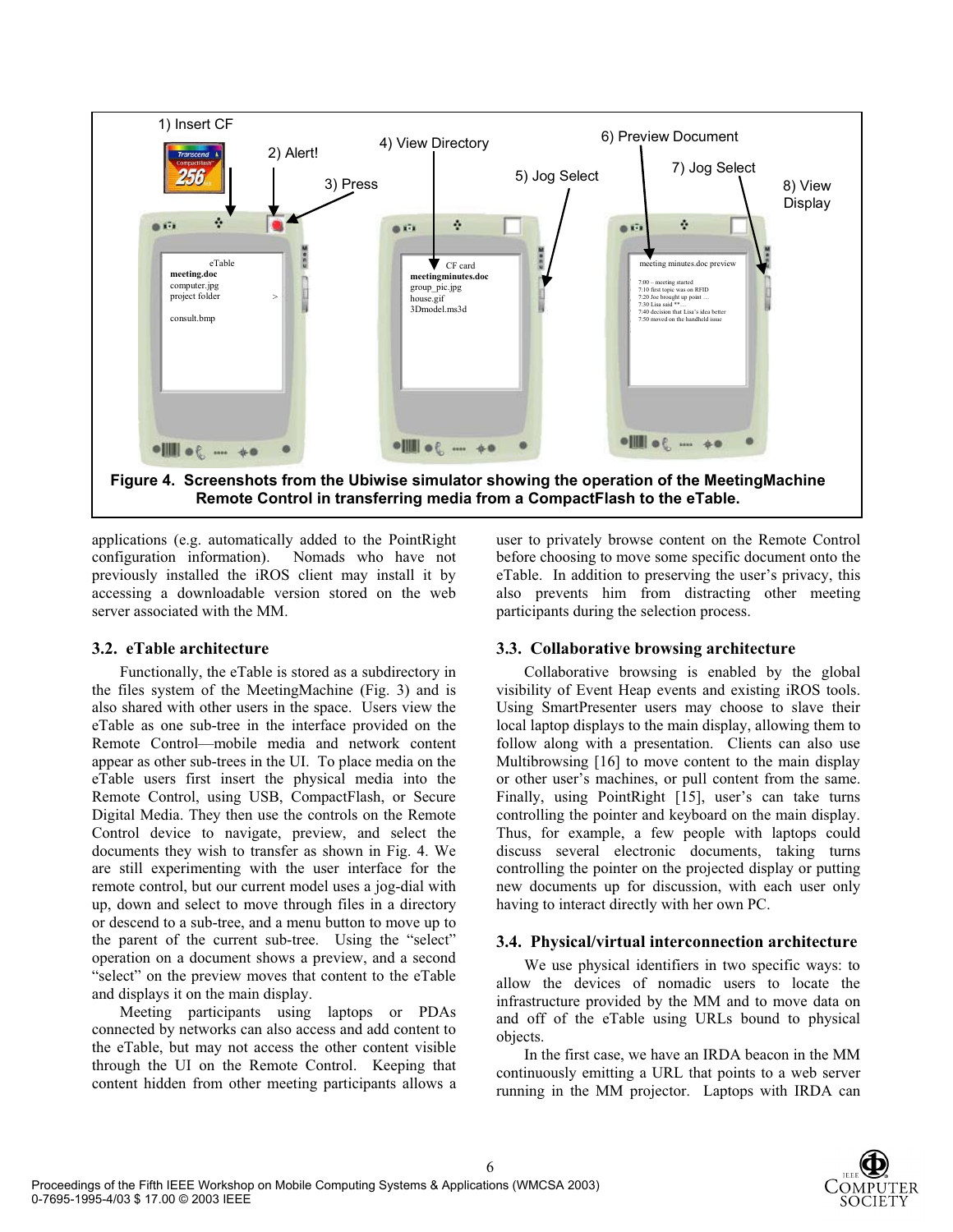1) Insert CF

2) Alert!

3) Press

4) View Directory

5) Jog Select

6) Preview Document

7) Jog Select

8) View Display

eTable
meeting.doc
computer.jpg
project folder >
consult.bmp

CF card
meetingminutes.doc
group_pic.jpg
house.gif
3Dmodel.ms3d

meeting minutes.doc preview
7:00 – meeting started
7:10 first topic was on RFID
7:20 Joe brought up point …
7:30 Lisa said "…
7:40 decision that Lisa's idea better
7:50 moved on the handheld issue

**Figure 4. Screenshots from the Ubiwise simulator showing the operation of the MeetingMachine Remote Control in transferring media from a CompactFlash to the eTable.**

applications (e.g. automatically added to the PointRight configuration information). Nomads who have not previously installed the iROS client may install it by accessing a downloadable version stored on the web server associated with the MM.

### 3.2. eTable architecture

Functionally, the eTable is stored as a subdirectory in the files system of the MeetingMachine (Fig. 3) and is also shared with other users in the space. Users view the eTable as one sub-tree in the interface provided on the Remote Control—mobile media and network content appear as other sub-trees in the UI. To place media on the eTable users first insert the physical media into the Remote Control, using USB, CompactFlash, or Secure Digital Media. They then use the controls on the Remote Control device to navigate, preview, and select the documents they wish to transfer as shown in Fig. 4. We are still experimenting with the user interface for the remote control, but our current model uses a jog-dial with up, down and select to move through files in a directory or descend to a sub-tree, and a menu button to move up to the parent of the current sub-tree. Using the "select" operation on a document shows a preview, and a second "select" on the preview moves that content to the eTable and displays it on the main display.

Meeting participants using laptops or PDAs connected by networks can also access and add content to the eTable, but may not access the other content visible through the UI on the Remote Control. Keeping that content hidden from other meeting participants allows a user to privately browse content on the Remote Control before choosing to move some specific document onto the eTable. In addition to preserving the user's privacy, this also prevents him from distracting other meeting participants during the selection process.

### 3.3. Collaborative browsing architecture

Collaborative browsing is enabled by the global visibility of Event Heap events and existing iROS tools. Using SmartPresenter users may choose to slave their local laptop displays to the main display, allowing them to follow along with a presentation. Clients can also use Multibrowsing [16] to move content to the main display or other user's machines, or pull content from the same. Finally, using PointRight [15], user's can take turns controlling the pointer and keyboard on the main display. Thus, for example, a few people with laptops could discuss several electronic documents, taking turns controlling the pointer on the projected display or putting new documents up for discussion, with each user only having to interact directly with her own PC.

### 3.4. Physical/virtual interconnection architecture

We use physical identifiers in two specific ways: to allow the devices of nomadic users to locate the infrastructure provided by the MM and to move data on and off of the eTable using URLs bound to physical objects.

In the first case, we have an IRDA beacon in the MM continuously emitting a URL that points to a web server running in the MM projector. Laptops with IRDA can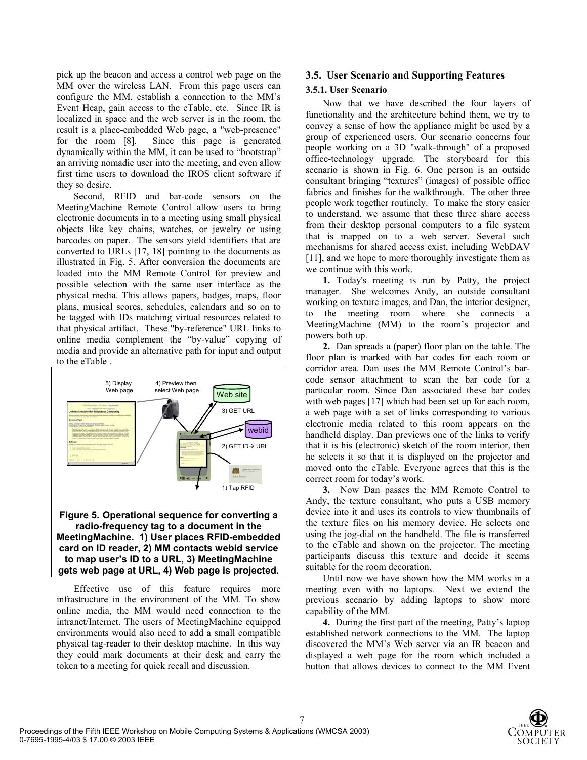pick up the beacon and access a control web page on the MM over the wireless LAN. From this page users can configure the MM, establish a connection to the MM's Event Heap, gain access to the eTable, etc. Since IR is localized in space and the web server is in the room, the result is a place-embedded Web page, a "web-presence" for the room [8]. Since this page is generated dynamically within the MM, it can be used to "bootstrap" an arriving nomadic user into the meeting, and even allow first time users to download the IROS client software if they so desire.

Second, RFID and bar-code sensors on the MeetingMachine Remote Control allow users to bring electronic documents in to a meeting using small physical objects like key chains, watches, or jewelry or using barcodes on paper. The sensors yield identifiers that are converted to URLs [17, 18] pointing to the documents as illustrated in Fig. 5. After conversion the documents are loaded into the MM Remote Control for preview and possible selection with the same user interface as the physical media. This allows papers, badges, maps, floor plans, musical scores, schedules, calendars and so on to be tagged with IDs matching virtual resources related to that physical artifact. These "by-reference" URL links to online media complement the "by-value" copying of media and provide an alternative path for input and output to the eTable .

**Figure 5. Operational sequence for converting a radio-frequency tag to a document in the MeetingMachine. 1) User places RFID-embedded card on ID reader, 2) MM contacts webid service to map user's ID to a URL, 3) MeetingMachine gets web page at URL, 4) Web page is projected.**

Effective use of this feature requires more infrastructure in the environment of the MM. To show online media, the MM would need connection to the intranet/Internet. The users of MeetingMachine equipped environments would also need to add a small compatible physical tag-reader to their desktop machine. In this way they could mark documents at their desk and carry the token to a meeting for quick recall and discussion.

## 3.5. User Scenario and Supporting Features

### 3.5.1. User Scenario

Now that we have described the four layers of functionality and the architecture behind them, we try to convey a sense of how the appliance might be used by a group of experienced users. Our scenario concerns four people working on a 3D "walk-through" of a proposed office-technology upgrade. The storyboard for this scenario is shown in Fig. 6. One person is an outside consultant bringing "textures" (images) of possible office fabrics and finishes for the walkthrough. The other three people work together routinely. To make the story easier to understand, we assume that these three share access from their desktop personal computers to a file system that is mapped on to a web server. Several such mechanisms for shared access exist, including WebDAV [11], and we hope to more thoroughly investigate them as we continue with this work.

**1.** Today's meeting is run by Patty, the project manager. She welcomes Andy, an outside consultant working on texture images, and Dan, the interior designer, to the meeting room where she connects a MeetingMachine (MM) to the room's projector and powers both up.

**2.** Dan spreads a (paper) floor plan on the table. The floor plan is marked with bar codes for each room or corridor area. Dan uses the MM Remote Control's bar-code sensor attachment to scan the bar code for a particular room. Since Dan associated these bar codes with web pages [17] which had been set up for each room, a web page with a set of links corresponding to various electronic media related to this room appears on the handheld display. Dan previews one of the links to verify that it is his (electronic) sketch of the room interior, then he selects it so that it is displayed on the projector and moved onto the eTable. Everyone agrees that this is the correct room for today's work.

**3.** Now Dan passes the MM Remote Control to Andy, the texture consultant, who puts a USB memory device into it and uses its controls to view thumbnails of the texture files on his memory device. He selects one using the jog-dial on the handheld. The file is transferred to the eTable and shown on the projector. The meeting participants discuss this texture and decide it seems suitable for the room decoration.

Until now we have shown how the MM works in a meeting even with no laptops. Next we extend the previous scenario by adding laptops to show more capability of the MM.

**4.** During the first part of the meeting, Patty's laptop established network connections to the MM. The laptop discovered the MM's Web server via an IR beacon and displayed a web page for the room which included a button that allows devices to connect to the MM Event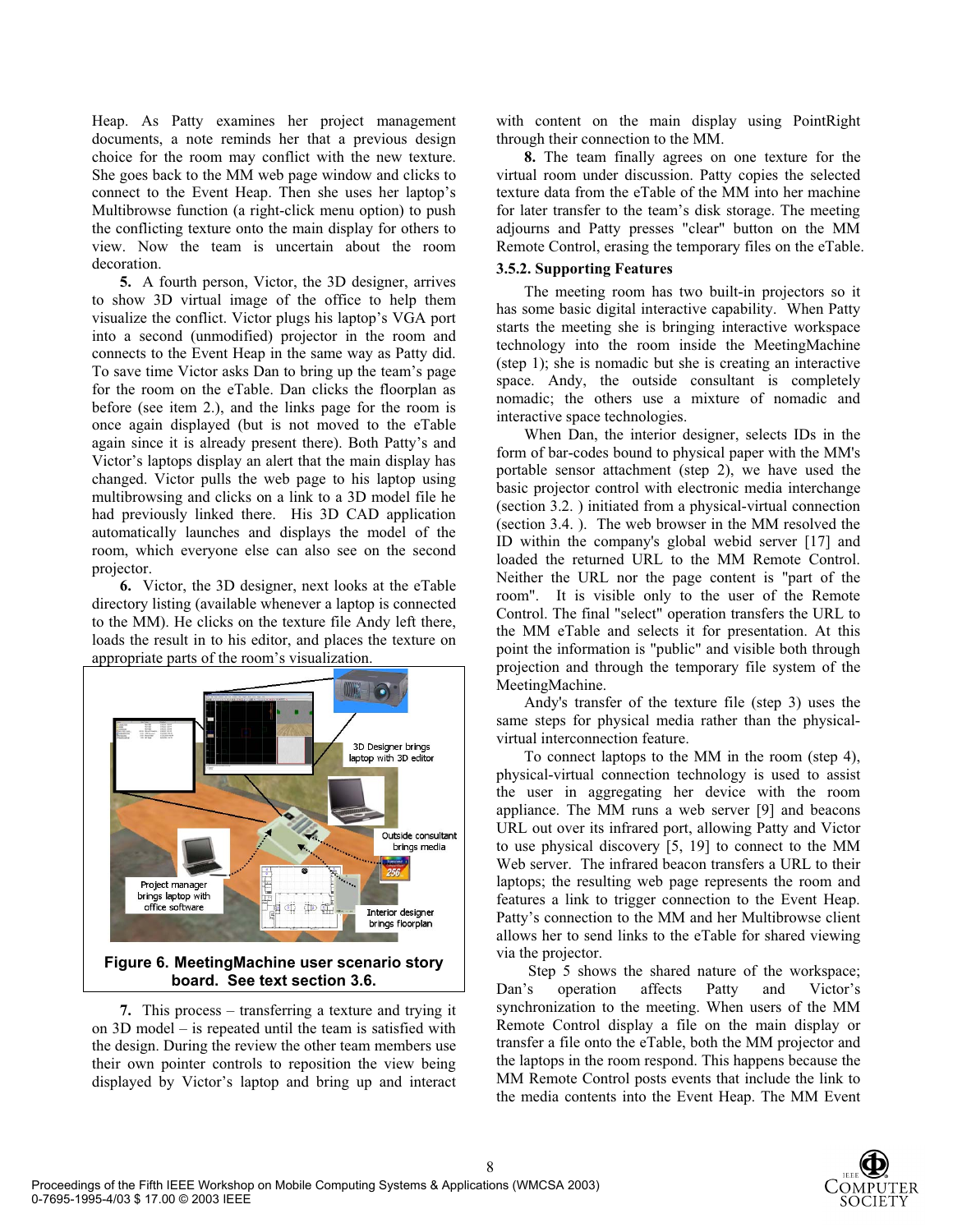Heap. As Patty examines her project management documents, a note reminds her that a previous design choice for the room may conflict with the new texture. She goes back to the MM web page window and clicks to connect to the Event Heap. Then she uses her laptop's Multibrowse function (a right-click menu option) to push the conflicting texture onto the main display for others to view. Now the team is uncertain about the room decoration.

**5.** A fourth person, Victor, the 3D designer, arrives to show 3D virtual image of the office to help them visualize the conflict. Victor plugs his laptop's VGA port into a second (unmodified) projector in the room and connects to the Event Heap in the same way as Patty did. To save time Victor asks Dan to bring up the team's page for the room on the eTable. Dan clicks the floorplan as before (see item 2.), and the links page for the room is once again displayed (but is not moved to the eTable again since it is already present there). Both Patty's and Victor's laptops display an alert that the main display has changed. Victor pulls the web page to his laptop using multibrowsing and clicks on a link to a 3D model file he had previously linked there. His 3D CAD application automatically launches and displays the model of the room, which everyone else can also see on the second projector.

**6.** Victor, the 3D designer, next looks at the eTable directory listing (available whenever a laptop is connected to the MM). He clicks on the texture file Andy left there, loads the result in to his editor, and places the texture on appropriate parts of the room's visualization.

**Figure 6. MeetingMachine user scenario story board. See text section 3.6.**

**7.** This process – transferring a texture and trying it on 3D model – is repeated until the team is satisfied with the design. During the review the other team members use their own pointer controls to reposition the view being displayed by Victor's laptop and bring up and interact with content on the main display using PointRight through their connection to the MM.

**8.** The team finally agrees on one texture for the virtual room under discussion. Patty copies the selected texture data from the eTable of the MM into her machine for later transfer to the team's disk storage. The meeting adjourns and Patty presses "clear" button on the MM Remote Control, erasing the temporary files on the eTable.

### 3.5.2. Supporting Features

The meeting room has two built-in projectors so it has some basic digital interactive capability. When Patty starts the meeting she is bringing interactive workspace technology into the room inside the MeetingMachine (step 1); she is nomadic but she is creating an interactive space. Andy, the outside consultant is completely nomadic; the others use a mixture of nomadic and interactive space technologies.

When Dan, the interior designer, selects IDs in the form of bar-codes bound to physical paper with the MM's portable sensor attachment (step 2), we have used the basic projector control with electronic media interchange (section 3.2. ) initiated from a physical-virtual connection (section 3.4. ). The web browser in the MM resolved the ID within the company's global webid server [17] and loaded the returned URL to the MM Remote Control. Neither the URL nor the page content is "part of the room". It is visible only to the user of the Remote Control. The final "select" operation transfers the URL to the MM eTable and selects it for presentation. At this point the information is "public" and visible both through projection and through the temporary file system of the MeetingMachine.

Andy's transfer of the texture file (step 3) uses the same steps for physical media rather than the physical-virtual interconnection feature.

To connect laptops to the MM in the room (step 4), physical-virtual connection technology is used to assist the user in aggregating her device with the room appliance. The MM runs a web server [9] and beacons URL out over its infrared port, allowing Patty and Victor to use physical discovery [5, 19] to connect to the MM Web server. The infrared beacon transfers a URL to their laptops; the resulting web page represents the room and features a link to trigger connection to the Event Heap. Patty's connection to the MM and her Multibrowse client allows her to send links to the eTable for shared viewing via the projector.

Step 5 shows the shared nature of the workspace; Dan's operation affects Patty and Victor's synchronization to the meeting. When users of the MM Remote Control display a file on the main display or transfer a file onto the eTable, both the MM projector and the laptops in the room respond. This happens because the MM Remote Control posts events that include the link to the media contents into the Event Heap. The MM Event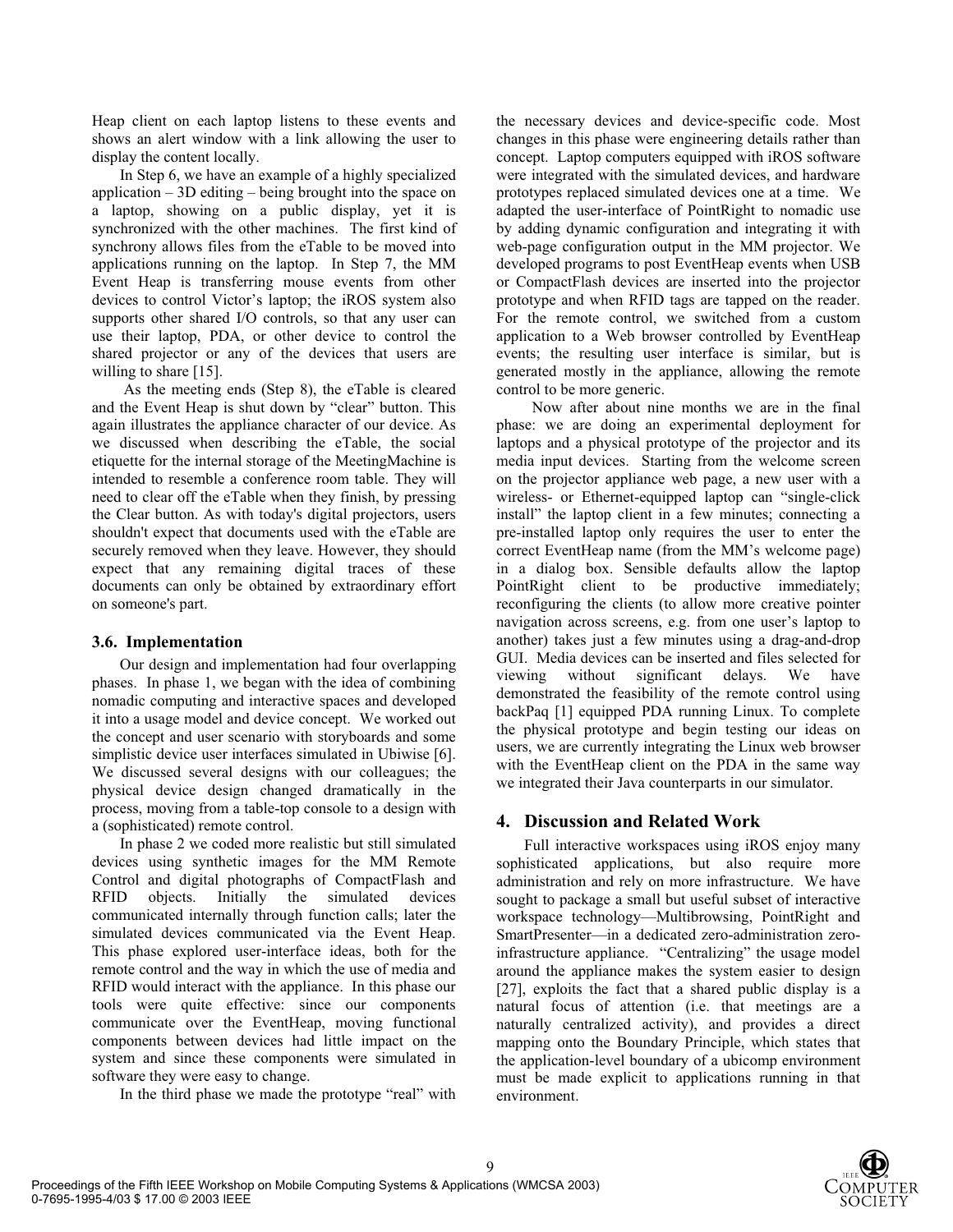Heap client on each laptop listens to these events and shows an alert window with a link allowing the user to display the content locally.

In Step 6, we have an example of a highly specialized application – 3D editing – being brought into the space on a laptop, showing on a public display, yet it is synchronized with the other machines. The first kind of synchrony allows files from the eTable to be moved into applications running on the laptop. In Step 7, the MM Event Heap is transferring mouse events from other devices to control Victor's laptop; the iROS system also supports other shared I/O controls, so that any user can use their laptop, PDA, or other device to control the shared projector or any of the devices that users are willing to share [15].

As the meeting ends (Step 8), the eTable is cleared and the Event Heap is shut down by "clear" button. This again illustrates the appliance character of our device. As we discussed when describing the eTable, the social etiquette for the internal storage of the MeetingMachine is intended to resemble a conference room table. They will need to clear off the eTable when they finish, by pressing the Clear button. As with today's digital projectors, users shouldn't expect that documents used with the eTable are securely removed when they leave. However, they should expect that any remaining digital traces of these documents can only be obtained by extraordinary effort on someone's part.

### 3.6. Implementation

Our design and implementation had four overlapping phases. In phase 1, we began with the idea of combining nomadic computing and interactive spaces and developed it into a usage model and device concept. We worked out the concept and user scenario with storyboards and some simplistic device user interfaces simulated in Ubiwise [6]. We discussed several designs with our colleagues; the physical device design changed dramatically in the process, moving from a table-top console to a design with a (sophisticated) remote control.

In phase 2 we coded more realistic but still simulated devices using synthetic images for the MM Remote Control and digital photographs of CompactFlash and RFID objects. Initially the simulated devices communicated internally through function calls; later the simulated devices communicated via the Event Heap. This phase explored user-interface ideas, both for the remote control and the way in which the use of media and RFID would interact with the appliance. In this phase our tools were quite effective: since our components communicate over the EventHeap, moving functional components between devices had little impact on the system and since these components were simulated in software they were easy to change.

In the third phase we made the prototype "real" with the necessary devices and device-specific code. Most changes in this phase were engineering details rather than concept. Laptop computers equipped with iROS software were integrated with the simulated devices, and hardware prototypes replaced simulated devices one at a time. We adapted the user-interface of PointRight to nomadic use by adding dynamic configuration and integrating it with web-page configuration output in the MM projector. We developed programs to post EventHeap events when USB or CompactFlash devices are inserted into the projector prototype and when RFID tags are tapped on the reader. For the remote control, we switched from a custom application to a Web browser controlled by EventHeap events; the resulting user interface is similar, but is generated mostly in the appliance, allowing the remote control to be more generic.

Now after about nine months we are in the final phase: we are doing an experimental deployment for laptops and a physical prototype of the projector and its media input devices. Starting from the welcome screen on the projector appliance web page, a new user with a wireless- or Ethernet-equipped laptop can "single-click install" the laptop client in a few minutes; connecting a pre-installed laptop only requires the user to enter the correct EventHeap name (from the MM's welcome page) in a dialog box. Sensible defaults allow the laptop PointRight client to be productive immediately; reconfiguring the clients (to allow more creative pointer navigation across screens, e.g. from one user's laptop to another) takes just a few minutes using a drag-and-drop GUI. Media devices can be inserted and files selected for viewing without significant delays. We have demonstrated the feasibility of the remote control using backPaq [1] equipped PDA running Linux. To complete the physical prototype and begin testing our ideas on users, we are currently integrating the Linux web browser with the EventHeap client on the PDA in the same way we integrated their Java counterparts in our simulator.

## 4. Discussion and Related Work

Full interactive workspaces using iROS enjoy many sophisticated applications, but also require more administration and rely on more infrastructure. We have sought to package a small but useful subset of interactive workspace technology—Multibrowsing, PointRight and SmartPresenter—in a dedicated zero-administration zero-infrastructure appliance. "Centralizing" the usage model around the appliance makes the system easier to design [27], exploits the fact that a shared public display is a natural focus of attention (i.e. that meetings are a naturally centralized activity), and provides a direct mapping onto the Boundary Principle, which states that the application-level boundary of a ubicomp environment must be made explicit to applications running in that environment.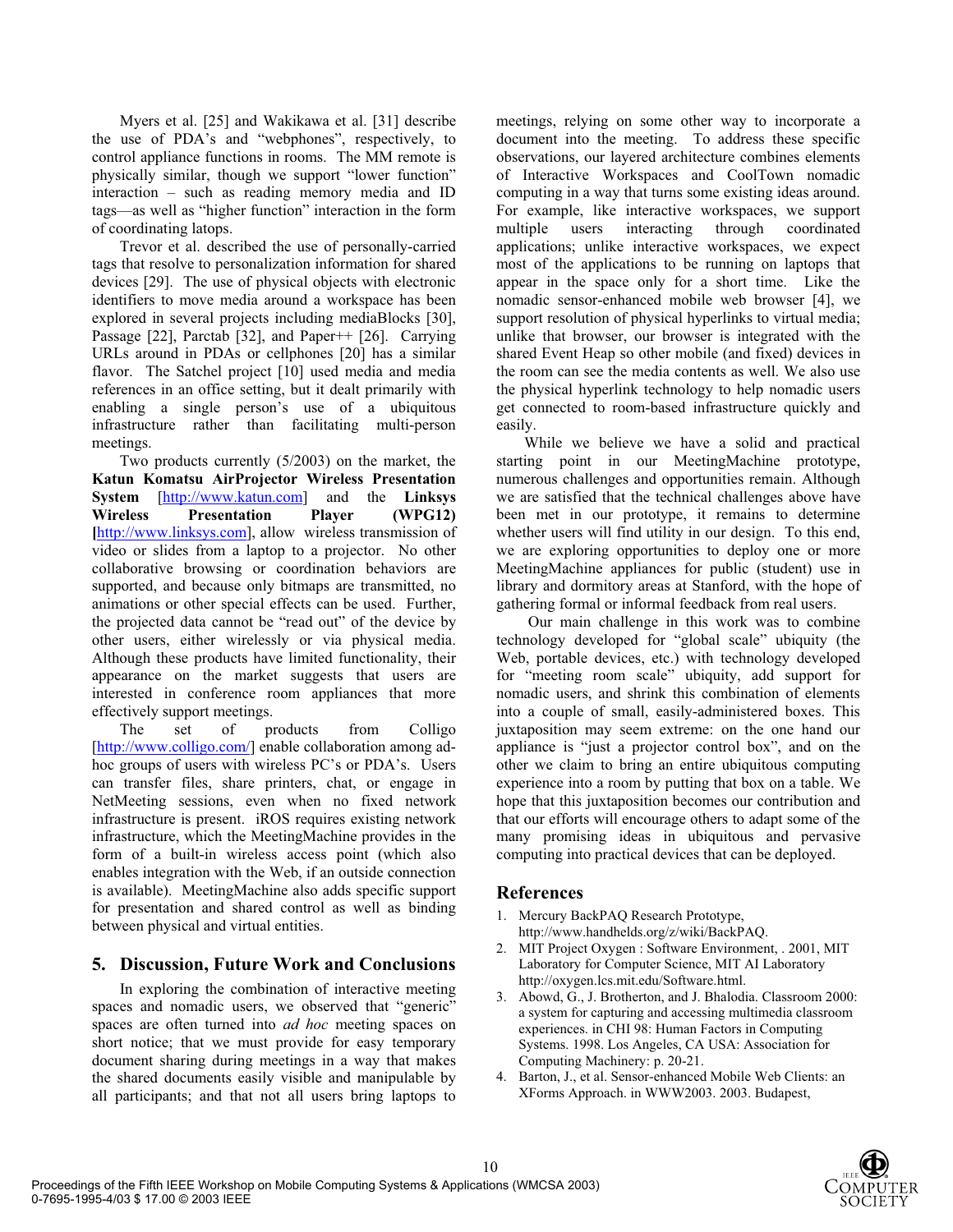Myers et al. [25] and Wakikawa et al. [31] describe the use of PDA's and "webphones", respectively, to control appliance functions in rooms. The MM remote is physically similar, though we support "lower function" interaction – such as reading memory media and ID tags—as well as "higher function" interaction in the form of coordinating latops.

Trevor et al. described the use of personally-carried tags that resolve to personalization information for shared devices [29]. The use of physical objects with electronic identifiers to move media around a workspace has been explored in several projects including mediaBlocks [30], Passage [22], Parctab [32], and Paper++ [26]. Carrying URLs around in PDAs or cellphones [20] has a similar flavor. The Satchel project [10] used media and media references in an office setting, but it dealt primarily with enabling a single person's use of a ubiquitous infrastructure rather than facilitating multi-person meetings.

Two products currently (5/2003) on the market, the **Katun Komatsu AirProjector Wireless Presentation System** [http://www.katun.com] and the **Linksys Wireless Presentation Player (WPG12)** [http://www.linksys.com], allow wireless transmission of video or slides from a laptop to a projector. No other collaborative browsing or coordination behaviors are supported, and because only bitmaps are transmitted, no animations or other special effects can be used. Further, the projected data cannot be "read out" of the device by other users, either wirelessly or via physical media. Although these products have limited functionality, their appearance on the market suggests that users are interested in conference room appliances that more effectively support meetings.

The set of products from Colligo [http://www.colligo.com/] enable collaboration among ad-hoc groups of users with wireless PC's or PDA's. Users can transfer files, share printers, chat, or engage in NetMeeting sessions, even when no fixed network infrastructure is present. iROS requires existing network infrastructure, which the MeetingMachine provides in the form of a built-in wireless access point (which also enables integration with the Web, if an outside connection is available). MeetingMachine also adds specific support for presentation and shared control as well as binding between physical and virtual entities.

## 5. Discussion, Future Work and Conclusions

In exploring the combination of interactive meeting spaces and nomadic users, we observed that "generic" spaces are often turned into *ad hoc* meeting spaces on short notice; that we must provide for easy temporary document sharing during meetings in a way that makes the shared documents easily visible and manipulable by all participants; and that not all users bring laptops to meetings, relying on some other way to incorporate a document into the meeting. To address these specific observations, our layered architecture combines elements of Interactive Workspaces and CoolTown nomadic computing in a way that turns some existing ideas around. For example, like interactive workspaces, we support multiple users interacting through coordinated applications; unlike interactive workspaces, we expect most of the applications to be running on laptops that appear in the space only for a short time. Like the nomadic sensor-enhanced mobile web browser [4], we support resolution of physical hyperlinks to virtual media; unlike that browser, our browser is integrated with the shared Event Heap so other mobile (and fixed) devices in the room can see the media contents as well. We also use the physical hyperlink technology to help nomadic users get connected to room-based infrastructure quickly and easily.

While we believe we have a solid and practical starting point in our MeetingMachine prototype, numerous challenges and opportunities remain. Although we are satisfied that the technical challenges above have been met in our prototype, it remains to determine whether users will find utility in our design. To this end, we are exploring opportunities to deploy one or more MeetingMachine appliances for public (student) use in library and dormitory areas at Stanford, with the hope of gathering formal or informal feedback from real users.

Our main challenge in this work was to combine technology developed for "global scale" ubiquity (the Web, portable devices, etc.) with technology developed for "meeting room scale" ubiquity, add support for nomadic users, and shrink this combination of elements into a couple of small, easily-administered boxes. This juxtaposition may seem extreme: on the one hand our appliance is "just a projector control box", and on the other we claim to bring an entire ubiquitous computing experience into a room by putting that box on a table. We hope that this juxtaposition becomes our contribution and that our efforts will encourage others to adapt some of the many promising ideas in ubiquitous and pervasive computing into practical devices that can be deployed.

## References

1. Mercury BackPAQ Research Prototype, http://www.handhelds.org/z/wiki/BackPAQ.
2. MIT Project Oxygen : Software Environment, . 2001, MIT Laboratory for Computer Science, MIT AI Laboratory http://oxygen.lcs.mit.edu/Software.html.
3. Abowd, G., J. Brotherton, and J. Bhalodia. Classroom 2000: a system for capturing and accessing multimedia classroom experiences. in CHI 98: Human Factors in Computing Systems. 1998. Los Angeles, CA USA: Association for Computing Machinery: p. 20-21.
4. Barton, J., et al. Sensor-enhanced Mobile Web Clients: an XForms Approach. in WWW2003. 2003. Budapest,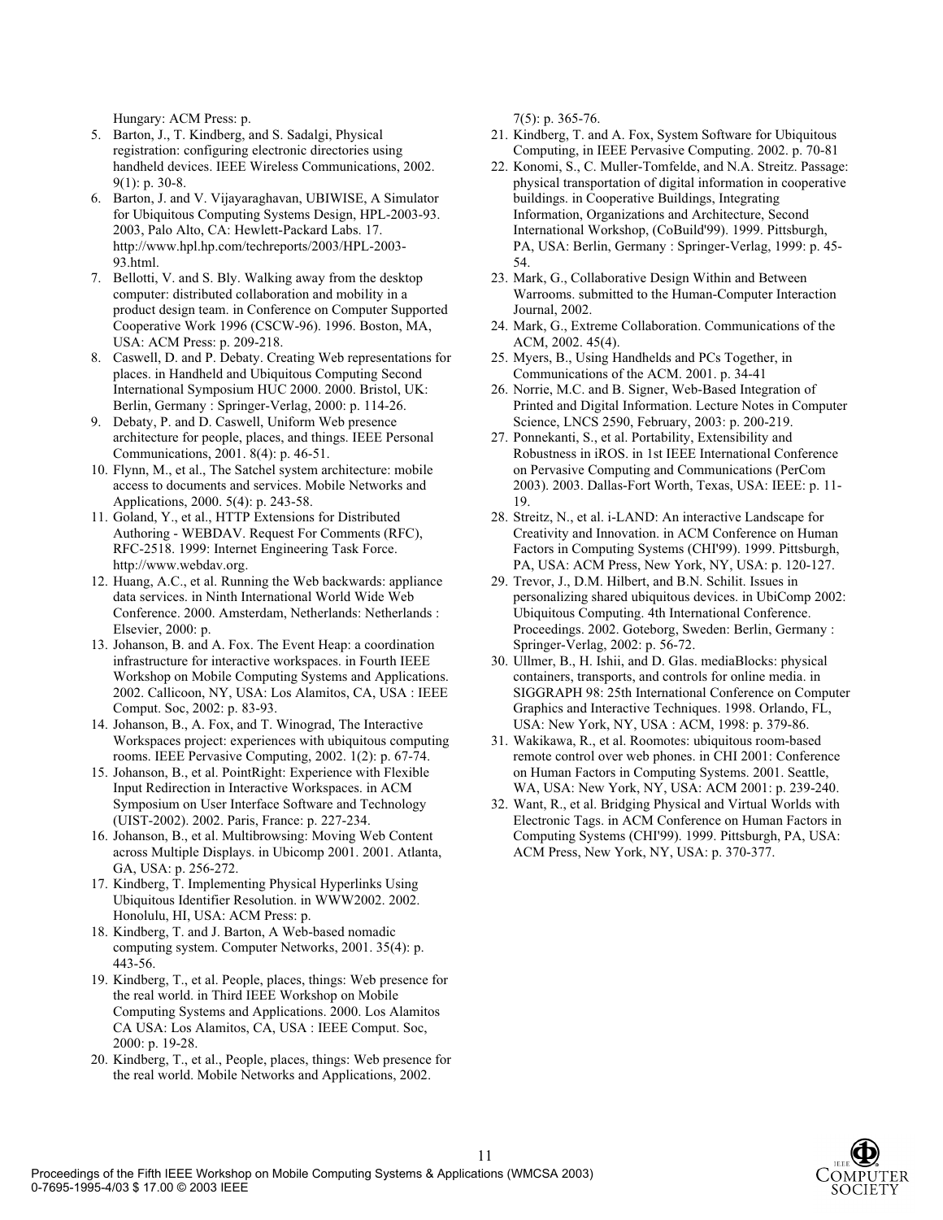Hungary: ACM Press: p.

5. Barton, J., T. Kindberg, and S. Sadalgi, Physical registration: configuring electronic directories using handheld devices. IEEE Wireless Communications, 2002. 9(1): p. 30-8.
6. Barton, J. and V. Vijayaraghavan, UBIWISE, A Simulator for Ubiquitous Computing Systems Design, HPL-2003-93. 2003, Palo Alto, CA: Hewlett-Packard Labs. 17. http://www.hpl.hp.com/techreports/2003/HPL-2003-93.html.
7. Bellotti, V. and S. Bly. Walking away from the desktop computer: distributed collaboration and mobility in a product design team. in Conference on Computer Supported Cooperative Work 1996 (CSCW-96). 1996. Boston, MA, USA: ACM Press: p. 209-218.
8. Caswell, D. and P. Debaty. Creating Web representations for places. in Handheld and Ubiquitous Computing Second International Symposium HUC 2000. 2000. Bristol, UK: Berlin, Germany : Springer-Verlag, 2000: p. 114-26.
9. Debaty, P. and D. Caswell, Uniform Web presence architecture for people, places, and things. IEEE Personal Communications, 2001. 8(4): p. 46-51.
10. Flynn, M., et al., The Satchel system architecture: mobile access to documents and services. Mobile Networks and Applications, 2000. 5(4): p. 243-58.
11. Goland, Y., et al., HTTP Extensions for Distributed Authoring - WEBDAV. Request For Comments (RFC), RFC-2518. 1999: Internet Engineering Task Force. http://www.webdav.org.
12. Huang, A.C., et al. Running the Web backwards: appliance data services. in Ninth International World Wide Web Conference. 2000. Amsterdam, Netherlands: Netherlands : Elsevier, 2000: p.
13. Johanson, B. and A. Fox. The Event Heap: a coordination infrastructure for interactive workspaces. in Fourth IEEE Workshop on Mobile Computing Systems and Applications. 2002. Callicoon, NY, USA: Los Alamitos, CA, USA : IEEE Comput. Soc, 2002: p. 83-93.
14. Johanson, B., A. Fox, and T. Winograd, The Interactive Workspaces project: experiences with ubiquitous computing rooms. IEEE Pervasive Computing, 2002. 1(2): p. 67-74.
15. Johanson, B., et al. PointRight: Experience with Flexible Input Redirection in Interactive Workspaces. in ACM Symposium on User Interface Software and Technology (UIST-2002). 2002. Paris, France: p. 227-234.
16. Johanson, B., et al. Multibrowsing: Moving Web Content across Multiple Displays. in Ubicomp 2001. 2001. Atlanta, GA, USA: p. 256-272.
17. Kindberg, T. Implementing Physical Hyperlinks Using Ubiquitous Identifier Resolution. in WWW2002. 2002. Honolulu, HI, USA: ACM Press: p.
18. Kindberg, T. and J. Barton, A Web-based nomadic computing system. Computer Networks, 2001. 35(4): p. 443-56.
19. Kindberg, T., et al. People, places, things: Web presence for the real world. in Third IEEE Workshop on Mobile Computing Systems and Applications. 2000. Los Alamitos CA USA: Los Alamitos, CA, USA : IEEE Comput. Soc, 2000: p. 19-28.
20. Kindberg, T., et al., People, places, things: Web presence for the real world. Mobile Networks and Applications, 2002. 7(5): p. 365-76.
21. Kindberg, T. and A. Fox, System Software for Ubiquitous Computing, in IEEE Pervasive Computing. 2002. p. 70-81
22. Konomi, S., C. Muller-Tomfelde, and N.A. Streitz. Passage: physical transportation of digital information in cooperative buildings. in Cooperative Buildings, Integrating Information, Organizations and Architecture, Second International Workshop, (CoBuild'99). 1999. Pittsburgh, PA, USA: Berlin, Germany : Springer-Verlag, 1999: p. 45-54.
23. Mark, G., Collaborative Design Within and Between Warrooms. submitted to the Human-Computer Interaction Journal, 2002.
24. Mark, G., Extreme Collaboration. Communications of the ACM, 2002. 45(4).
25. Myers, B., Using Handhelds and PCs Together, in Communications of the ACM. 2001. p. 34-41
26. Norrie, M.C. and B. Signer, Web-Based Integration of Printed and Digital Information. Lecture Notes in Computer Science, LNCS 2590, February, 2003: p. 200-219.
27. Ponnekanti, S., et al. Portability, Extensibility and Robustness in iROS. in 1st IEEE International Conference on Pervasive Computing and Communications (PerCom 2003). 2003. Dallas-Fort Worth, Texas, USA: IEEE: p. 11-19.
28. Streitz, N., et al. i-LAND: An interactive Landscape for Creativity and Innovation. in ACM Conference on Human Factors in Computing Systems (CHI'99). 1999. Pittsburgh, PA, USA: ACM Press, New York, NY, USA: p. 120-127.
29. Trevor, J., D.M. Hilbert, and B.N. Schilit. Issues in personalizing shared ubiquitous devices. in UbiComp 2002: Ubiquitous Computing. 4th International Conference. Proceedings. 2002. Goteborg, Sweden: Berlin, Germany : Springer-Verlag, 2002: p. 56-72.
30. Ullmer, B., H. Ishii, and D. Glas. mediaBlocks: physical containers, transports, and controls for online media. in SIGGRAPH 98: 25th International Conference on Computer Graphics and Interactive Techniques. 1998. Orlando, FL, USA: New York, NY, USA : ACM, 1998: p. 379-86.
31. Wakikawa, R., et al. Roomotes: ubiquitous room-based remote control over web phones. in CHI 2001: Conference on Human Factors in Computing Systems. 2001. Seattle, WA, USA: New York, NY, USA: ACM 2001: p. 239-240.
32. Want, R., et al. Bridging Physical and Virtual Worlds with Electronic Tags. in ACM Conference on Human Factors in Computing Systems (CHI'99). 1999. Pittsburgh, PA, USA: ACM Press, New York, NY, USA: p. 370-377.